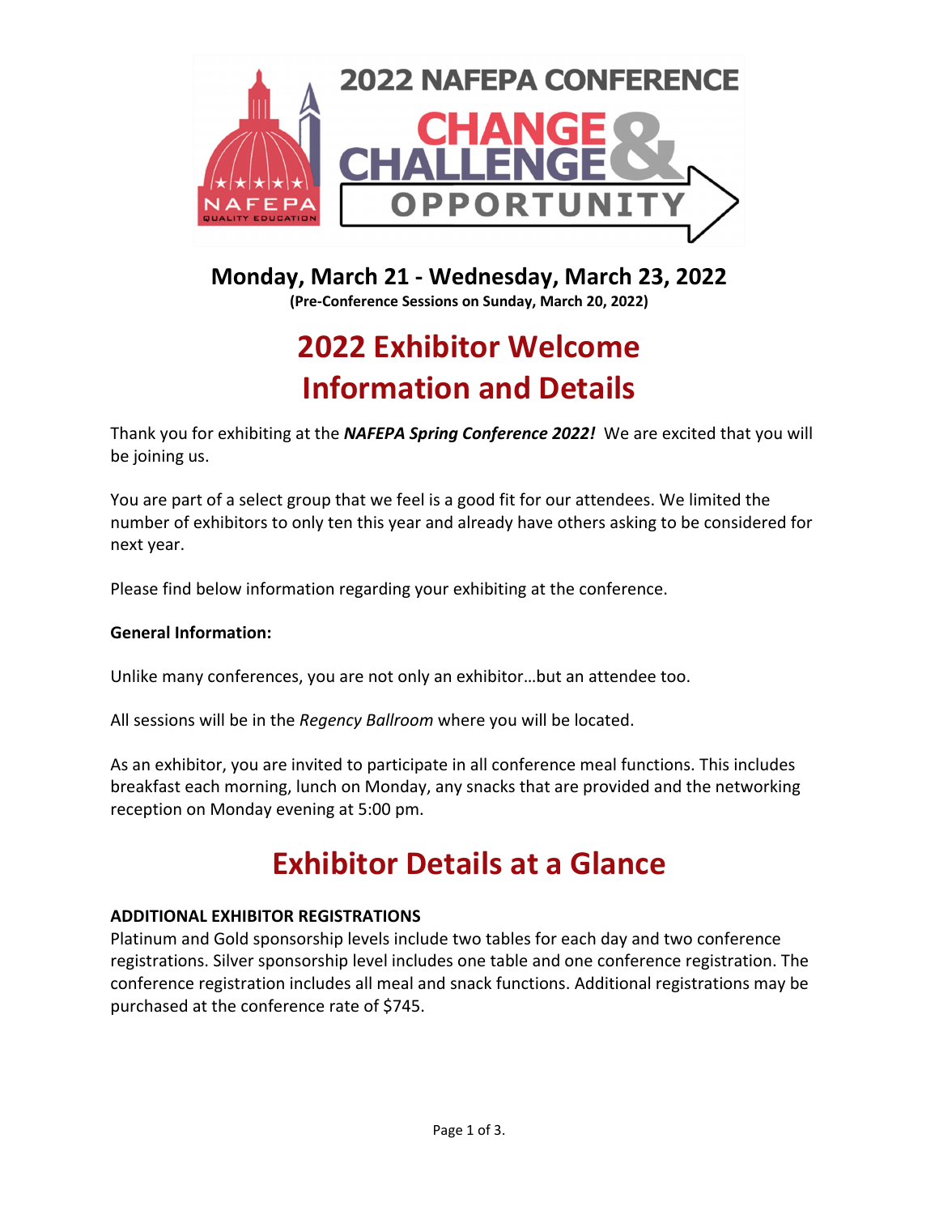# 2022 NAFEPA CONFERENCE

## CHANGE CHALLENGE & OPPORTUNITY

**Monday, March 21 - Wednesday, March 23, 2022**

**(Pre-Conference Sessions on Sunday, March 20, 2022)**

# 2022 Exhibitor Welcome Information and Details

Thank you for exhibiting at the ***NAFEPA Spring Conference 2022!*** We are excited that you will be joining us.

You are part of a select group that we feel is a good fit for our attendees. We limited the number of exhibitors to only ten this year and already have others asking to be considered for next year.

Please find below information regarding your exhibiting at the conference.

**General Information:**

Unlike many conferences, you are not only an exhibitor…but an attendee too.

All sessions will be in the *Regency Ballroom* where you will be located.

As an exhibitor, you are invited to participate in all conference meal functions. This includes breakfast each morning, lunch on Monday, any snacks that are provided and the networking reception on Monday evening at 5:00 pm.

# Exhibitor Details at a Glance

**ADDITIONAL EXHIBITOR REGISTRATIONS**

Platinum and Gold sponsorship levels include two tables for each day and two conference registrations. Silver sponsorship level includes one table and one conference registration. The conference registration includes all meal and snack functions. Additional registrations may be purchased at the conference rate of $745.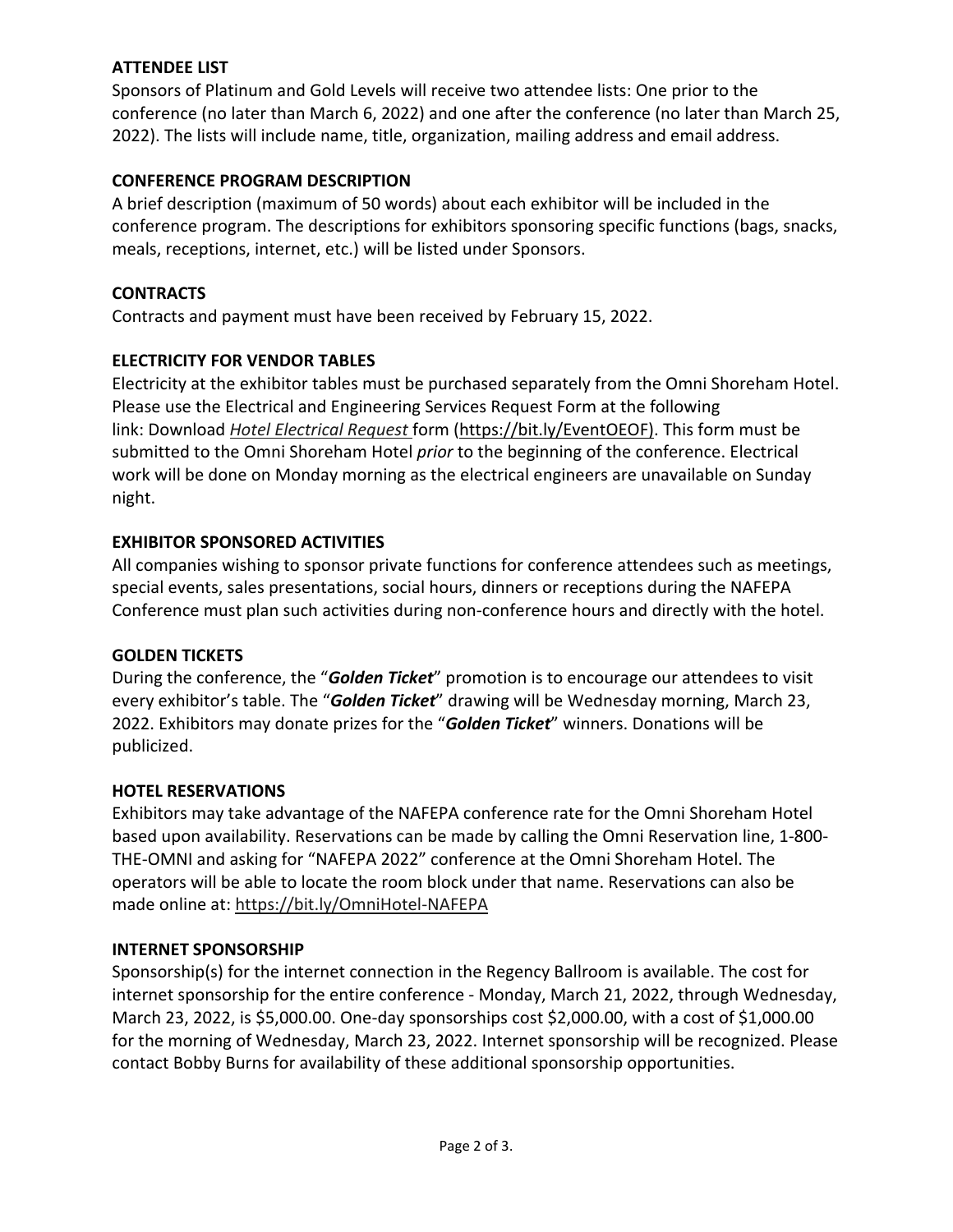## ATTENDEE LIST

Sponsors of Platinum and Gold Levels will receive two attendee lists: One prior to the conference (no later than March 6, 2022) and one after the conference (no later than March 25, 2022). The lists will include name, title, organization, mailing address and email address.

## CONFERENCE PROGRAM DESCRIPTION

A brief description (maximum of 50 words) about each exhibitor will be included in the conference program. The descriptions for exhibitors sponsoring specific functions (bags, snacks, meals, receptions, internet, etc.) will be listed under Sponsors.

## CONTRACTS

Contracts and payment must have been received by February 15, 2022.

## ELECTRICITY FOR VENDOR TABLES

Electricity at the exhibitor tables must be purchased separately from the Omni Shoreham Hotel. Please use the Electrical and Engineering Services Request Form at the following link: Download *Hotel Electrical Request* form (https://bit.ly/EventOEOF). This form must be submitted to the Omni Shoreham Hotel *prior* to the beginning of the conference. Electrical work will be done on Monday morning as the electrical engineers are unavailable on Sunday night.

## EXHIBITOR SPONSORED ACTIVITIES

All companies wishing to sponsor private functions for conference attendees such as meetings, special events, sales presentations, social hours, dinners or receptions during the NAFEPA Conference must plan such activities during non-conference hours and directly with the hotel.

## GOLDEN TICKETS

During the conference, the "***Golden Ticket***" promotion is to encourage our attendees to visit every exhibitor's table. The "***Golden Ticket***" drawing will be Wednesday morning, March 23, 2022. Exhibitors may donate prizes for the "***Golden Ticket***" winners. Donations will be publicized.

## HOTEL RESERVATIONS

Exhibitors may take advantage of the NAFEPA conference rate for the Omni Shoreham Hotel based upon availability. Reservations can be made by calling the Omni Reservation line, 1-800-THE-OMNI and asking for "NAFEPA 2022" conference at the Omni Shoreham Hotel. The operators will be able to locate the room block under that name. Reservations can also be made online at: https://bit.ly/OmniHotel-NAFEPA

## INTERNET SPONSORSHIP

Sponsorship(s) for the internet connection in the Regency Ballroom is available. The cost for internet sponsorship for the entire conference - Monday, March 21, 2022, through Wednesday, March 23, 2022, is $5,000.00. One-day sponsorships cost $2,000.00, with a cost of $1,000.00 for the morning of Wednesday, March 23, 2022. Internet sponsorship will be recognized. Please contact Bobby Burns for availability of these additional sponsorship opportunities.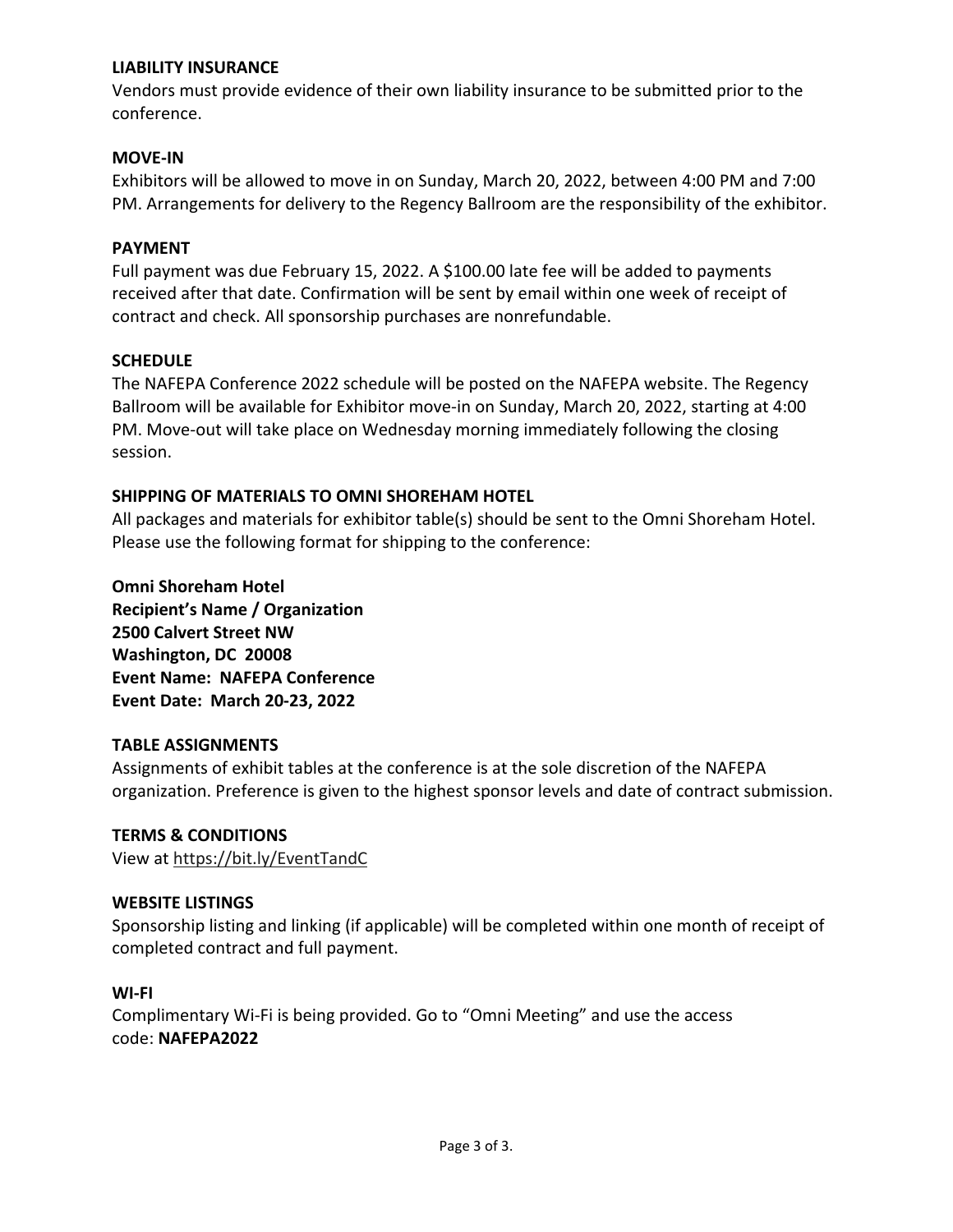**LIABILITY INSURANCE**
Vendors must provide evidence of their own liability insurance to be submitted prior to the conference.

**MOVE-IN**
Exhibitors will be allowed to move in on Sunday, March 20, 2022, between 4:00 PM and 7:00 PM. Arrangements for delivery to the Regency Ballroom are the responsibility of the exhibitor.

**PAYMENT**
Full payment was due February 15, 2022. A $100.00 late fee will be added to payments received after that date. Confirmation will be sent by email within one week of receipt of contract and check. All sponsorship purchases are nonrefundable.

**SCHEDULE**
The NAFEPA Conference 2022 schedule will be posted on the NAFEPA website. The Regency Ballroom will be available for Exhibitor move-in on Sunday, March 20, 2022, starting at 4:00 PM. Move-out will take place on Wednesday morning immediately following the closing session.

**SHIPPING OF MATERIALS TO OMNI SHOREHAM HOTEL**
All packages and materials for exhibitor table(s) should be sent to the Omni Shoreham Hotel. Please use the following format for shipping to the conference:

**Omni Shoreham Hotel**
**Recipient's Name / Organization**
**2500 Calvert Street NW**
**Washington, DC 20008**
**Event Name: NAFEPA Conference**
**Event Date: March 20-23, 2022**

**TABLE ASSIGNMENTS**
Assignments of exhibit tables at the conference is at the sole discretion of the NAFEPA organization. Preference is given to the highest sponsor levels and date of contract submission.

**TERMS & CONDITIONS**
View at https://bit.ly/EventTandC

**WEBSITE LISTINGS**
Sponsorship listing and linking (if applicable) will be completed within one month of receipt of completed contract and full payment.

**WI-FI**
Complimentary Wi-Fi is being provided. Go to "Omni Meeting" and use the access code: **NAFEPA2022**